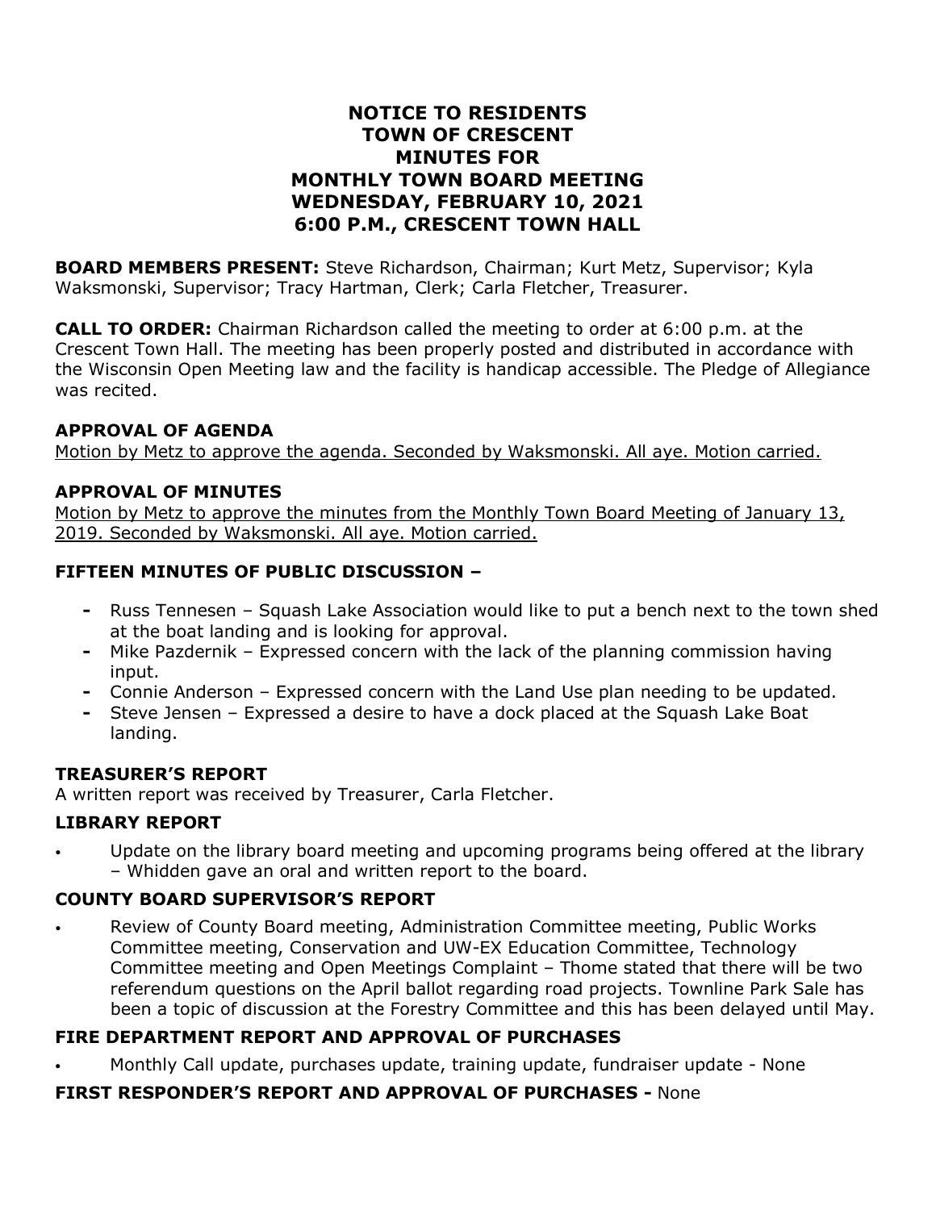# NOTICE TO RESIDENTS
# TOWN OF CRESCENT
# MINUTES FOR
# MONTHLY TOWN BOARD MEETING
# WEDNESDAY, FEBRUARY 10, 2021
# 6:00 P.M., CRESCENT TOWN HALL

**BOARD MEMBERS PRESENT:** Steve Richardson, Chairman; Kurt Metz, Supervisor; Kyla Waksmonski, Supervisor; Tracy Hartman, Clerk; Carla Fletcher, Treasurer.

**CALL TO ORDER:** Chairman Richardson called the meeting to order at 6:00 p.m. at the Crescent Town Hall. The meeting has been properly posted and distributed in accordance with the Wisconsin Open Meeting law and the facility is handicap accessible. The Pledge of Allegiance was recited.

**APPROVAL OF AGENDA**

<u>Motion by Metz to approve the agenda. Seconded by Waksmonski. All aye. Motion carried.</u>

**APPROVAL OF MINUTES**

<u>Motion by Metz to approve the minutes from the Monthly Town Board Meeting of January 13, 2019. Seconded by Waksmonski. All aye. Motion carried.</u>

**FIFTEEN MINUTES OF PUBLIC DISCUSSION –**

- Russ Tennesen – Squash Lake Association would like to put a bench next to the town shed at the boat landing and is looking for approval.
- Mike Pazdernik – Expressed concern with the lack of the planning commission having input.
- Connie Anderson – Expressed concern with the Land Use plan needing to be updated.
- Steve Jensen – Expressed a desire to have a dock placed at the Squash Lake Boat landing.

**TREASURER'S REPORT**

A written report was received by Treasurer, Carla Fletcher.

**LIBRARY REPORT**

- Update on the library board meeting and upcoming programs being offered at the library – Whidden gave an oral and written report to the board.

**COUNTY BOARD SUPERVISOR'S REPORT**

- Review of County Board meeting, Administration Committee meeting, Public Works Committee meeting, Conservation and UW-EX Education Committee, Technology Committee meeting and Open Meetings Complaint – Thome stated that there will be two referendum questions on the April ballot regarding road projects. Townline Park Sale has been a topic of discussion at the Forestry Committee and this has been delayed until May.

**FIRE DEPARTMENT REPORT AND APPROVAL OF PURCHASES**

- Monthly Call update, purchases update, training update, fundraiser update - None

**FIRST RESPONDER'S REPORT AND APPROVAL OF PURCHASES -** None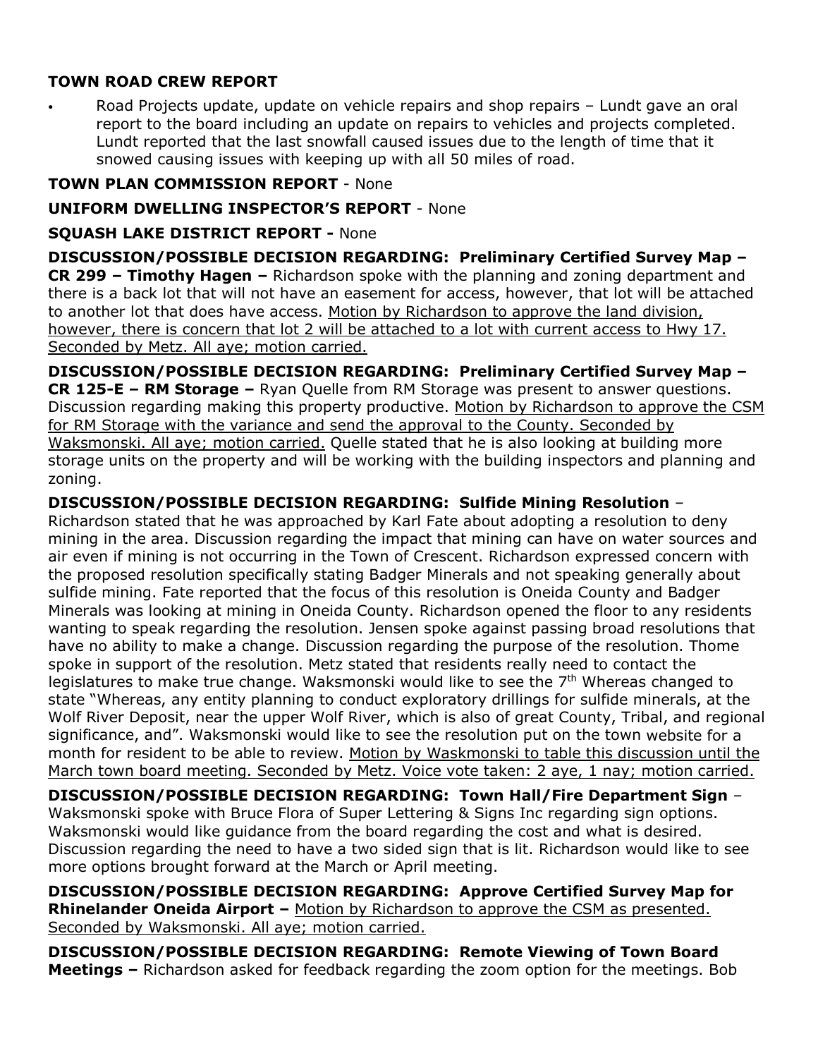**TOWN ROAD CREW REPORT**

- Road Projects update, update on vehicle repairs and shop repairs – Lundt gave an oral report to the board including an update on repairs to vehicles and projects completed. Lundt reported that the last snowfall caused issues due to the length of time that it snowed causing issues with keeping up with all 50 miles of road.

**TOWN PLAN COMMISSION REPORT** - None

**UNIFORM DWELLING INSPECTOR'S REPORT** - None

**SQUASH LAKE DISTRICT REPORT -** None

**DISCUSSION/POSSIBLE DECISION REGARDING: Preliminary Certified Survey Map – CR 299 – Timothy Hagen –** Richardson spoke with the planning and zoning department and there is a back lot that will not have an easement for access, however, that lot will be attached to another lot that does have access. <u>Motion by Richardson to approve the land division, however, there is concern that lot 2 will be attached to a lot with current access to Hwy 17. Seconded by Metz. All aye; motion carried.</u>

**DISCUSSION/POSSIBLE DECISION REGARDING: Preliminary Certified Survey Map – CR 125-E – RM Storage –** Ryan Quelle from RM Storage was present to answer questions. Discussion regarding making this property productive. <u>Motion by Richardson to approve the CSM for RM Storage with the variance and send the approval to the County. Seconded by Waksmonski. All aye; motion carried.</u> Quelle stated that he is also looking at building more storage units on the property and will be working with the building inspectors and planning and zoning.

**DISCUSSION/POSSIBLE DECISION REGARDING: Sulfide Mining Resolution** – Richardson stated that he was approached by Karl Fate about adopting a resolution to deny mining in the area. Discussion regarding the impact that mining can have on water sources and air even if mining is not occurring in the Town of Crescent. Richardson expressed concern with the proposed resolution specifically stating Badger Minerals and not speaking generally about sulfide mining. Fate reported that the focus of this resolution is Oneida County and Badger Minerals was looking at mining in Oneida County. Richardson opened the floor to any residents wanting to speak regarding the resolution. Jensen spoke against passing broad resolutions that have no ability to make a change. Discussion regarding the purpose of the resolution. Thome spoke in support of the resolution. Metz stated that residents really need to contact the legislatures to make true change. Waksmonski would like to see the 7th Whereas changed to state "Whereas, any entity planning to conduct exploratory drillings for sulfide minerals, at the Wolf River Deposit, near the upper Wolf River, which is also of great County, Tribal, and regional significance, and". Waksmonski would like to see the resolution put on the town website for a month for resident to be able to review. <u>Motion by Waskmonski to table this discussion until the March town board meeting. Seconded by Metz. Voice vote taken: 2 aye, 1 nay; motion carried.</u>

**DISCUSSION/POSSIBLE DECISION REGARDING: Town Hall/Fire Department Sign** – Waksmonski spoke with Bruce Flora of Super Lettering & Signs Inc regarding sign options. Waksmonski would like guidance from the board regarding the cost and what is desired. Discussion regarding the need to have a two sided sign that is lit. Richardson would like to see more options brought forward at the March or April meeting.

**DISCUSSION/POSSIBLE DECISION REGARDING: Approve Certified Survey Map for Rhinelander Oneida Airport –** <u>Motion by Richardson to approve the CSM as presented. Seconded by Waksmonski. All aye; motion carried.</u>

**DISCUSSION/POSSIBLE DECISION REGARDING: Remote Viewing of Town Board Meetings –** Richardson asked for feedback regarding the zoom option for the meetings. Bob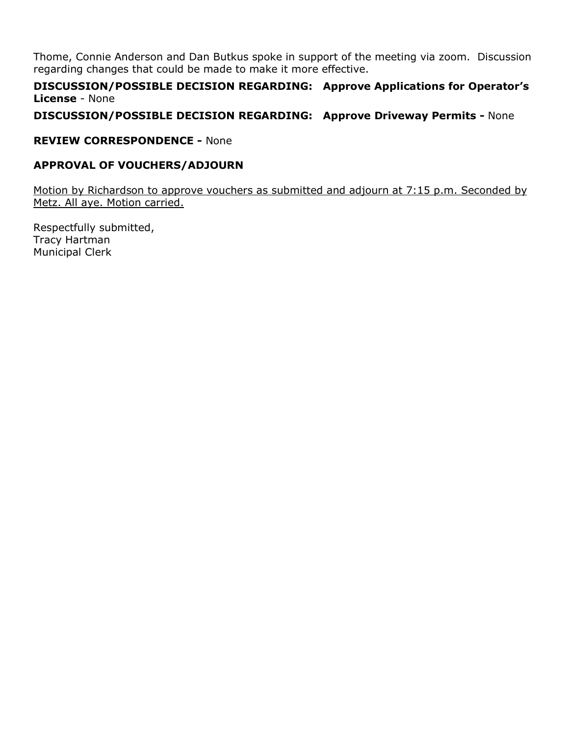Thome, Connie Anderson and Dan Butkus spoke in support of the meeting via zoom. Discussion regarding changes that could be made to make it more effective.

**DISCUSSION/POSSIBLE DECISION REGARDING: Approve Applications for Operator's License** - None

**DISCUSSION/POSSIBLE DECISION REGARDING: Approve Driveway Permits -** None

**REVIEW CORRESPONDENCE -** None

**APPROVAL OF VOUCHERS/ADJOURN**

<u>Motion by Richardson to approve vouchers as submitted and adjourn at 7:15 p.m. Seconded by Metz. All aye. Motion carried.</u>

Respectfully submitted,
Tracy Hartman
Municipal Clerk